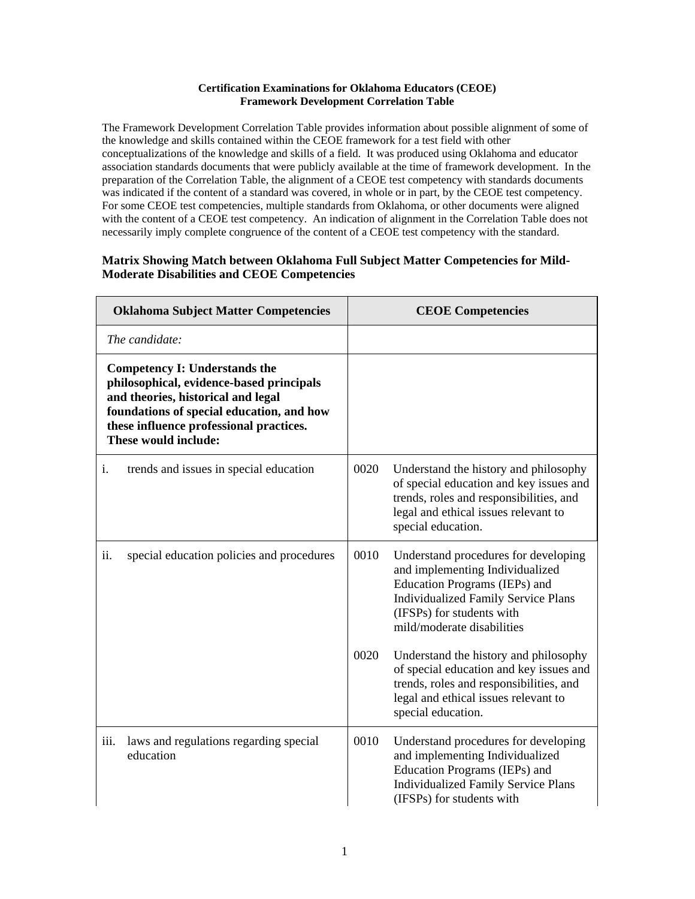**Certification Examinations for Oklahoma Educators (CEOE)**
**Framework Development Correlation Table**

The Framework Development Correlation Table provides information about possible alignment of some of the knowledge and skills contained within the CEOE framework for a test field with other conceptualizations of the knowledge and skills of a field. It was produced using Oklahoma and educator association standards documents that were publicly available at the time of framework development. In the preparation of the Correlation Table, the alignment of a CEOE test competency with standards documents was indicated if the content of a standard was covered, in whole or in part, by the CEOE test competency. For some CEOE test competencies, multiple standards from Oklahoma, or other documents were aligned with the content of a CEOE test competency. An indication of alignment in the Correlation Table does not necessarily imply complete congruence of the content of a CEOE test competency with the standard.

## Matrix Showing Match between Oklahoma Full Subject Matter Competencies for Mild-Moderate Disabilities and CEOE Competencies

| Oklahoma Subject Matter Competencies | CEOE Competencies |
|---|---|
| *The candidate:* | |
| **Competency I: Understands the philosophical, evidence-based principals and theories, historical and legal foundations of special education, and how these influence professional practices. These would include:** | |
| i. trends and issues in special education | 0020 Understand the history and philosophy of special education and key issues and trends, roles and responsibilities, and legal and ethical issues relevant to special education. |
| ii. special education policies and procedures | 0010 Understand procedures for developing and implementing Individualized Education Programs (IEPs) and Individualized Family Service Plans (IFSPs) for students with mild/moderate disabilities<br><br>0020 Understand the history and philosophy of special education and key issues and trends, roles and responsibilities, and legal and ethical issues relevant to special education. |
| iii. laws and regulations regarding special education | 0010 Understand procedures for developing and implementing Individualized Education Programs (IEPs) and Individualized Family Service Plans (IFSPs) for students with |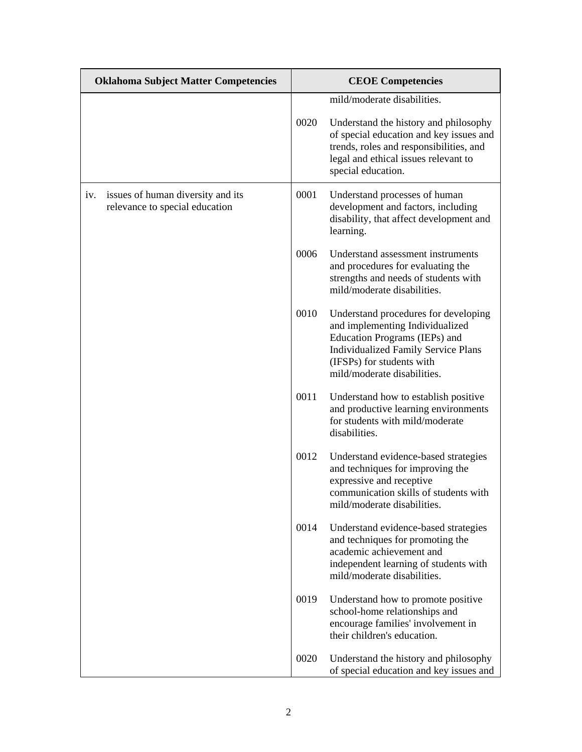| Oklahoma Subject Matter Competencies | CEOE Competencies |
|---|---|
| | mild/moderate disabilities. |
| | 0020 Understand the history and philosophy of special education and key issues and trends, roles and responsibilities, and legal and ethical issues relevant to special education. |
| iv. issues of human diversity and its relevance to special education | 0001 Understand processes of human development and factors, including disability, that affect development and learning. |
| | 0006 Understand assessment instruments and procedures for evaluating the strengths and needs of students with mild/moderate disabilities. |
| | 0010 Understand procedures for developing and implementing Individualized Education Programs (IEPs) and Individualized Family Service Plans (IFSPs) for students with mild/moderate disabilities. |
| | 0011 Understand how to establish positive and productive learning environments for students with mild/moderate disabilities. |
| | 0012 Understand evidence-based strategies and techniques for improving the expressive and receptive communication skills of students with mild/moderate disabilities. |
| | 0014 Understand evidence-based strategies and techniques for promoting the academic achievement and independent learning of students with mild/moderate disabilities. |
| | 0019 Understand how to promote positive school-home relationships and encourage families' involvement in their children's education. |
| | 0020 Understand the history and philosophy of special education and key issues and |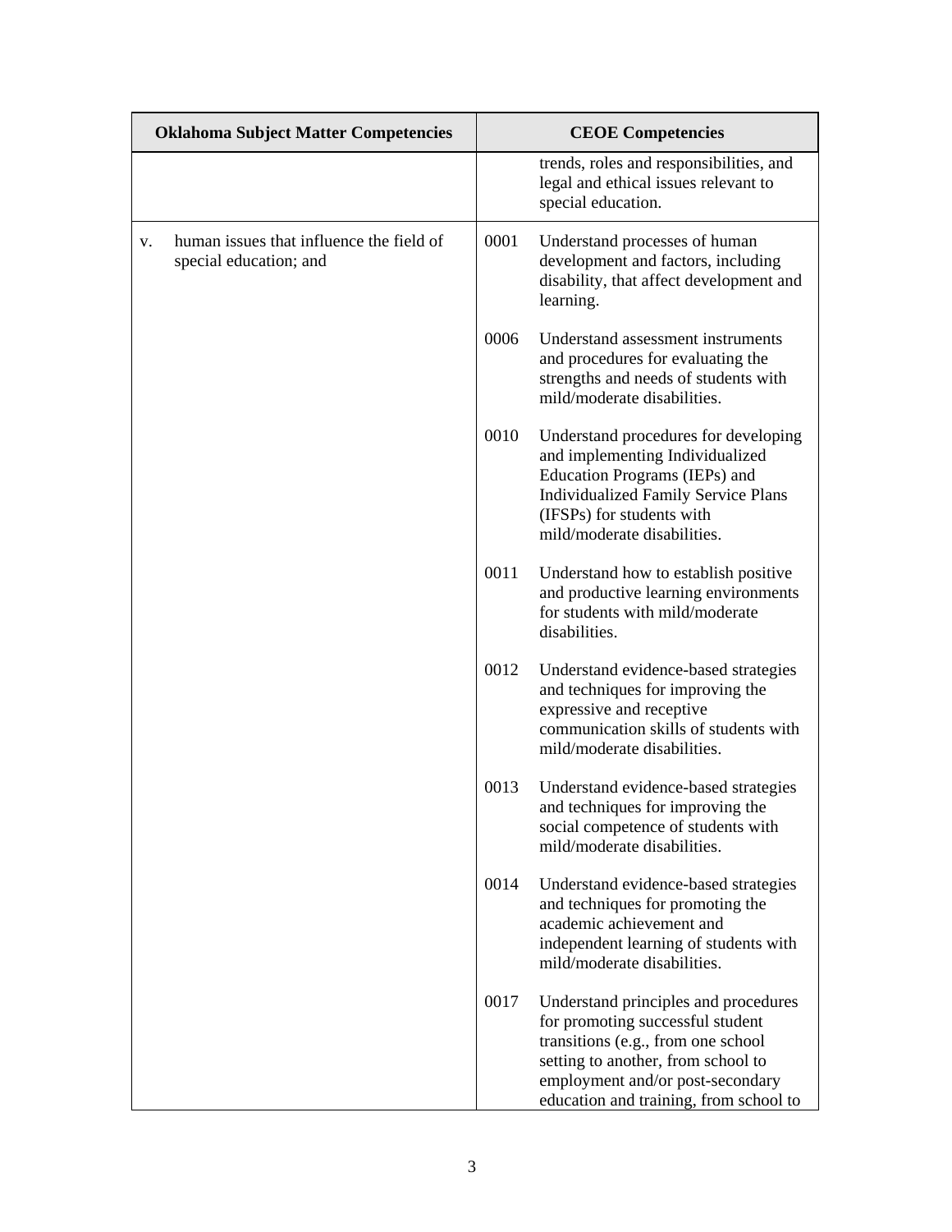| Oklahoma Subject Matter Competencies | CEOE Competencies |
|---|---|
| | trends, roles and responsibilities, and legal and ethical issues relevant to special education. |
| v. human issues that influence the field of special education; and | 0001 Understand processes of human development and factors, including disability, that affect development and learning.<br><br>0006 Understand assessment instruments and procedures for evaluating the strengths and needs of students with mild/moderate disabilities.<br><br>0010 Understand procedures for developing and implementing Individualized Education Programs (IEPs) and Individualized Family Service Plans (IFSPs) for students with mild/moderate disabilities.<br><br>0011 Understand how to establish positive and productive learning environments for students with mild/moderate disabilities.<br><br>0012 Understand evidence-based strategies and techniques for improving the expressive and receptive communication skills of students with mild/moderate disabilities.<br><br>0013 Understand evidence-based strategies and techniques for improving the social competence of students with mild/moderate disabilities.<br><br>0014 Understand evidence-based strategies and techniques for promoting the academic achievement and independent learning of students with mild/moderate disabilities.<br><br>0017 Understand principles and procedures for promoting successful student transitions (e.g., from one school setting to another, from school to employment and/or post-secondary education and training, from school to |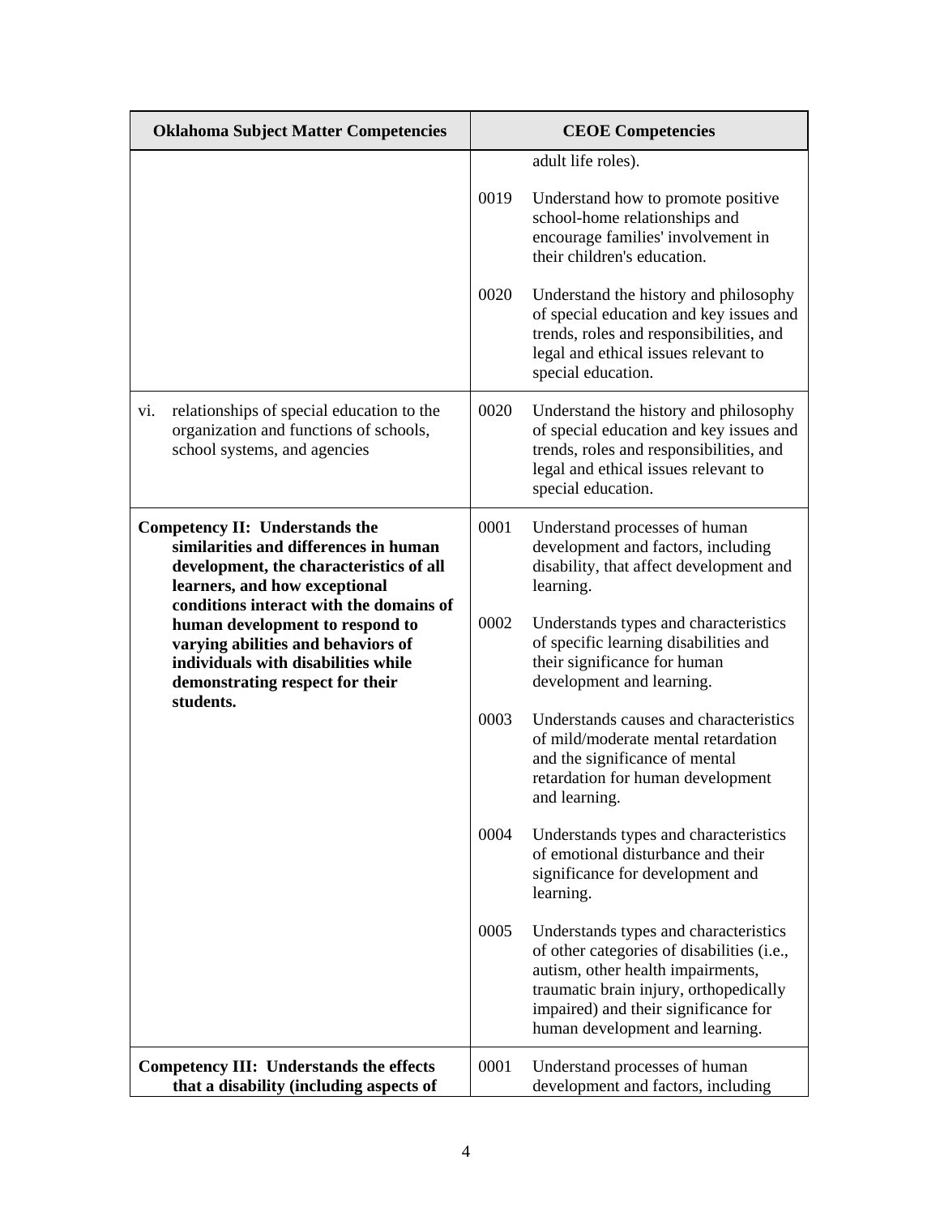| Oklahoma Subject Matter Competencies | CEOE Competencies |
|---|---|
| | adult life roles).<br><br>0019 Understand how to promote positive school-home relationships and encourage families' involvement in their children's education.<br><br>0020 Understand the history and philosophy of special education and key issues and trends, roles and responsibilities, and legal and ethical issues relevant to special education. |
| vi. relationships of special education to the organization and functions of schools, school systems, and agencies | 0020 Understand the history and philosophy of special education and key issues and trends, roles and responsibilities, and legal and ethical issues relevant to special education. |
| **Competency II: Understands the similarities and differences in human development, the characteristics of all learners, and how exceptional conditions interact with the domains of human development to respond to varying abilities and behaviors of individuals with disabilities while demonstrating respect for their students.** | 0001 Understand processes of human development and factors, including disability, that affect development and learning.<br><br>0002 Understands types and characteristics of specific learning disabilities and their significance for human development and learning.<br><br>0003 Understands causes and characteristics of mild/moderate mental retardation and the significance of mental retardation for human development and learning.<br><br>0004 Understands types and characteristics of emotional disturbance and their significance for development and learning.<br><br>0005 Understands types and characteristics of other categories of disabilities (i.e., autism, other health impairments, traumatic brain injury, orthopedically impaired) and their significance for human development and learning. |
| **Competency III: Understands the effects that a disability (including aspects of** | 0001 Understand processes of human development and factors, including |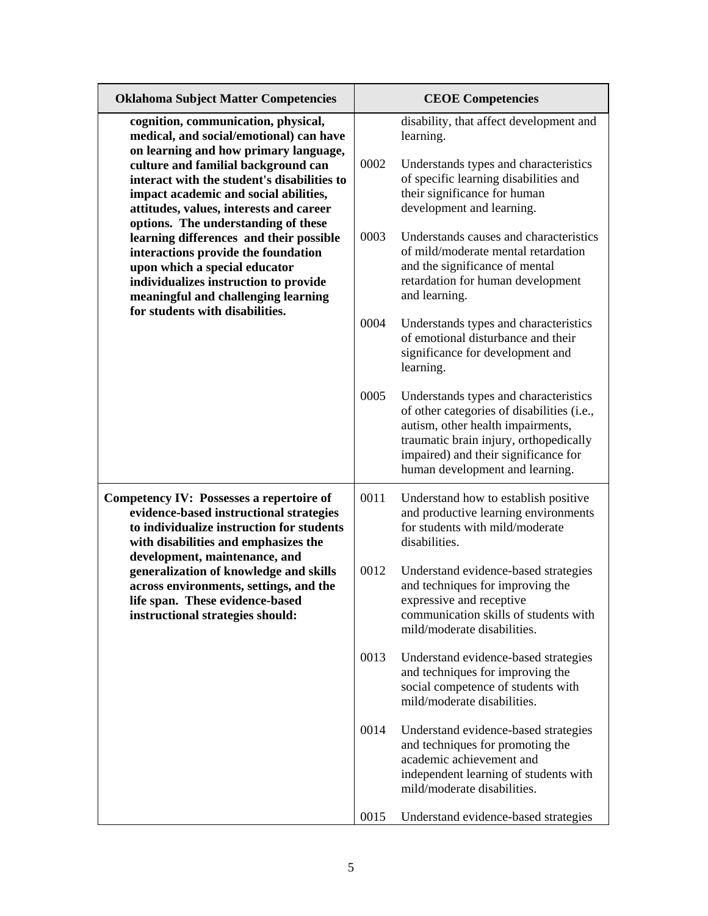| Oklahoma Subject Matter Competencies | CEOE Competencies |
|---|---|
| **cognition, communication, physical, medical, and social/emotional) can have on learning and how primary language, culture and familial background can interact with the student's disabilities to impact academic and social abilities, attitudes, values, interests and career options. The understanding of these learning differences and their possible interactions provide the foundation upon which a special educator individualizes instruction to provide meaningful and challenging learning for students with disabilities.** | disability, that affect development and learning.<br><br>0002 Understands types and characteristics of specific learning disabilities and their significance for human development and learning.<br><br>0003 Understands causes and characteristics of mild/moderate mental retardation and the significance of mental retardation for human development and learning.<br><br>0004 Understands types and characteristics of emotional disturbance and their significance for development and learning.<br><br>0005 Understands types and characteristics of other categories of disabilities (i.e., autism, other health impairments, traumatic brain injury, orthopedically impaired) and their significance for human development and learning. |
| **Competency IV: Possesses a repertoire of evidence-based instructional strategies to individualize instruction for students with disabilities and emphasizes the development, maintenance, and generalization of knowledge and skills across environments, settings, and the life span. These evidence-based instructional strategies should:** | 0011 Understand how to establish positive and productive learning environments for students with mild/moderate disabilities.<br><br>0012 Understand evidence-based strategies and techniques for improving the expressive and receptive communication skills of students with mild/moderate disabilities.<br><br>0013 Understand evidence-based strategies and techniques for improving the social competence of students with mild/moderate disabilities.<br><br>0014 Understand evidence-based strategies and techniques for promoting the academic achievement and independent learning of students with mild/moderate disabilities.<br><br>0015 Understand evidence-based strategies |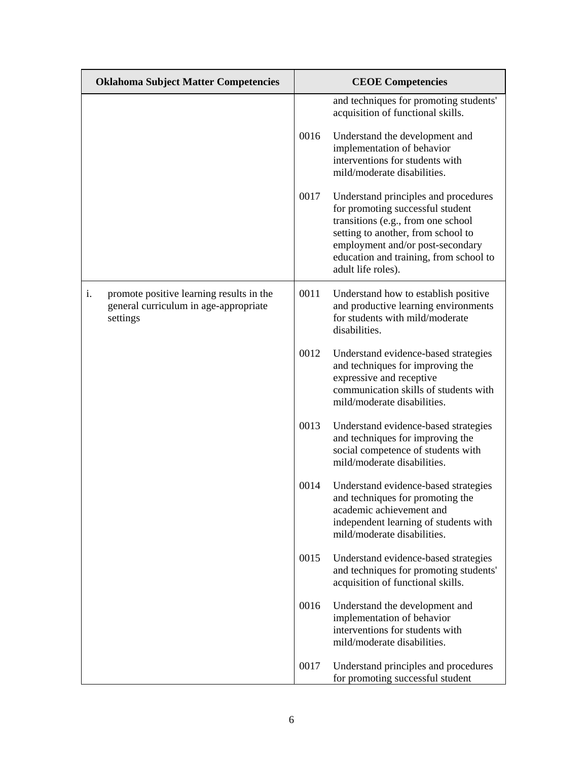| Oklahoma Subject Matter Competencies | CEOE Competencies |
|---|---|
| | and techniques for promoting students' acquisition of functional skills. |
| | 0016 Understand the development and implementation of behavior interventions for students with mild/moderate disabilities. |
| | 0017 Understand principles and procedures for promoting successful student transitions (e.g., from one school setting to another, from school to employment and/or post-secondary education and training, from school to adult life roles). |
| i. promote positive learning results in the general curriculum in age-appropriate settings | 0011 Understand how to establish positive and productive learning environments for students with mild/moderate disabilities. |
| | 0012 Understand evidence-based strategies and techniques for improving the expressive and receptive communication skills of students with mild/moderate disabilities. |
| | 0013 Understand evidence-based strategies and techniques for improving the social competence of students with mild/moderate disabilities. |
| | 0014 Understand evidence-based strategies and techniques for promoting the academic achievement and independent learning of students with mild/moderate disabilities. |
| | 0015 Understand evidence-based strategies and techniques for promoting students' acquisition of functional skills. |
| | 0016 Understand the development and implementation of behavior interventions for students with mild/moderate disabilities. |
| | 0017 Understand principles and procedures for promoting successful student |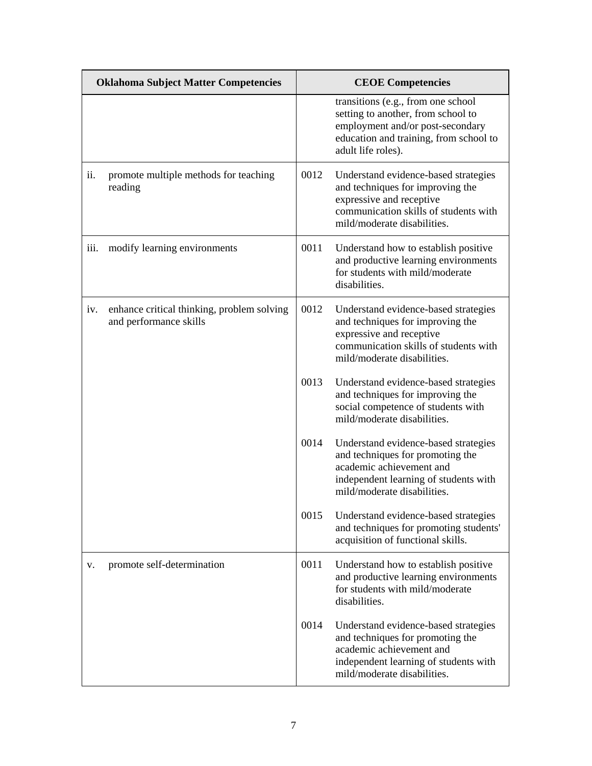| Oklahoma Subject Matter Competencies | CEOE Competencies |
|---|---|
| | transitions (e.g., from one school setting to another, from school to employment and/or post-secondary education and training, from school to adult life roles). |
| ii. promote multiple methods for teaching reading | 0012 Understand evidence-based strategies and techniques for improving the expressive and receptive communication skills of students with mild/moderate disabilities. |
| iii. modify learning environments | 0011 Understand how to establish positive and productive learning environments for students with mild/moderate disabilities. |
| iv. enhance critical thinking, problem solving and performance skills | 0012 Understand evidence-based strategies and techniques for improving the expressive and receptive communication skills of students with mild/moderate disabilities.<br><br>0013 Understand evidence-based strategies and techniques for improving the social competence of students with mild/moderate disabilities.<br><br>0014 Understand evidence-based strategies and techniques for promoting the academic achievement and independent learning of students with mild/moderate disabilities.<br><br>0015 Understand evidence-based strategies and techniques for promoting students' acquisition of functional skills. |
| v. promote self-determination | 0011 Understand how to establish positive and productive learning environments for students with mild/moderate disabilities.<br><br>0014 Understand evidence-based strategies and techniques for promoting the academic achievement and independent learning of students with mild/moderate disabilities. |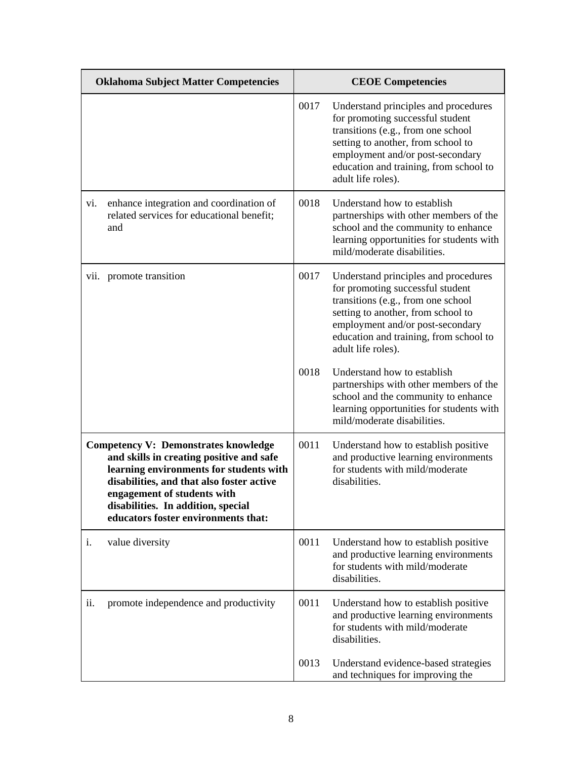| Oklahoma Subject Matter Competencies | CEOE Competencies |
|---|---|
| | 0017 Understand principles and procedures for promoting successful student transitions (e.g., from one school setting to another, from school to employment and/or post-secondary education and training, from school to adult life roles). |
| vi. enhance integration and coordination of related services for educational benefit; and | 0018 Understand how to establish partnerships with other members of the school and the community to enhance learning opportunities for students with mild/moderate disabilities. |
| vii. promote transition | 0017 Understand principles and procedures for promoting successful student transitions (e.g., from one school setting to another, from school to employment and/or post-secondary education and training, from school to adult life roles).<br><br>0018 Understand how to establish partnerships with other members of the school and the community to enhance learning opportunities for students with mild/moderate disabilities. |
| **Competency V: Demonstrates knowledge and skills in creating positive and safe learning environments for students with disabilities, and that also foster active engagement of students with disabilities. In addition, special educators foster environments that:** | 0011 Understand how to establish positive and productive learning environments for students with mild/moderate disabilities. |
| i. value diversity | 0011 Understand how to establish positive and productive learning environments for students with mild/moderate disabilities. |
| ii. promote independence and productivity | 0011 Understand how to establish positive and productive learning environments for students with mild/moderate disabilities.<br><br>0013 Understand evidence-based strategies and techniques for improving the |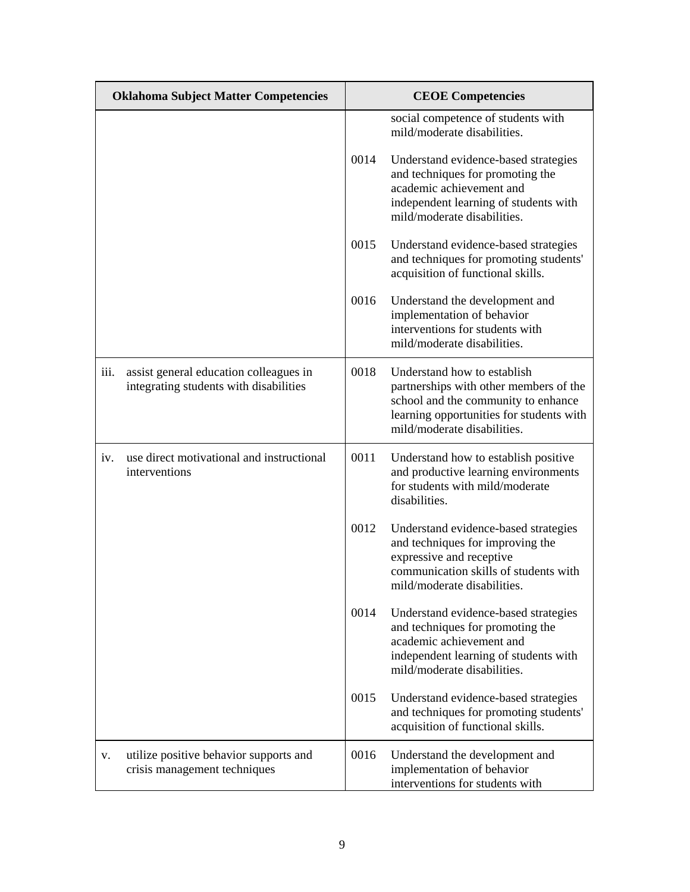| Oklahoma Subject Matter Competencies | CEOE Competencies |
|---|---|
| | social competence of students with mild/moderate disabilities. |
| | 0014 Understand evidence-based strategies and techniques for promoting the academic achievement and independent learning of students with mild/moderate disabilities. |
| | 0015 Understand evidence-based strategies and techniques for promoting students' acquisition of functional skills. |
| | 0016 Understand the development and implementation of behavior interventions for students with mild/moderate disabilities. |
| iii. assist general education colleagues in integrating students with disabilities | 0018 Understand how to establish partnerships with other members of the school and the community to enhance learning opportunities for students with mild/moderate disabilities. |
| iv. use direct motivational and instructional interventions | 0011 Understand how to establish positive and productive learning environments for students with mild/moderate disabilities. |
| | 0012 Understand evidence-based strategies and techniques for improving the expressive and receptive communication skills of students with mild/moderate disabilities. |
| | 0014 Understand evidence-based strategies and techniques for promoting the academic achievement and independent learning of students with mild/moderate disabilities. |
| | 0015 Understand evidence-based strategies and techniques for promoting students' acquisition of functional skills. |
| v. utilize positive behavior supports and crisis management techniques | 0016 Understand the development and implementation of behavior interventions for students with |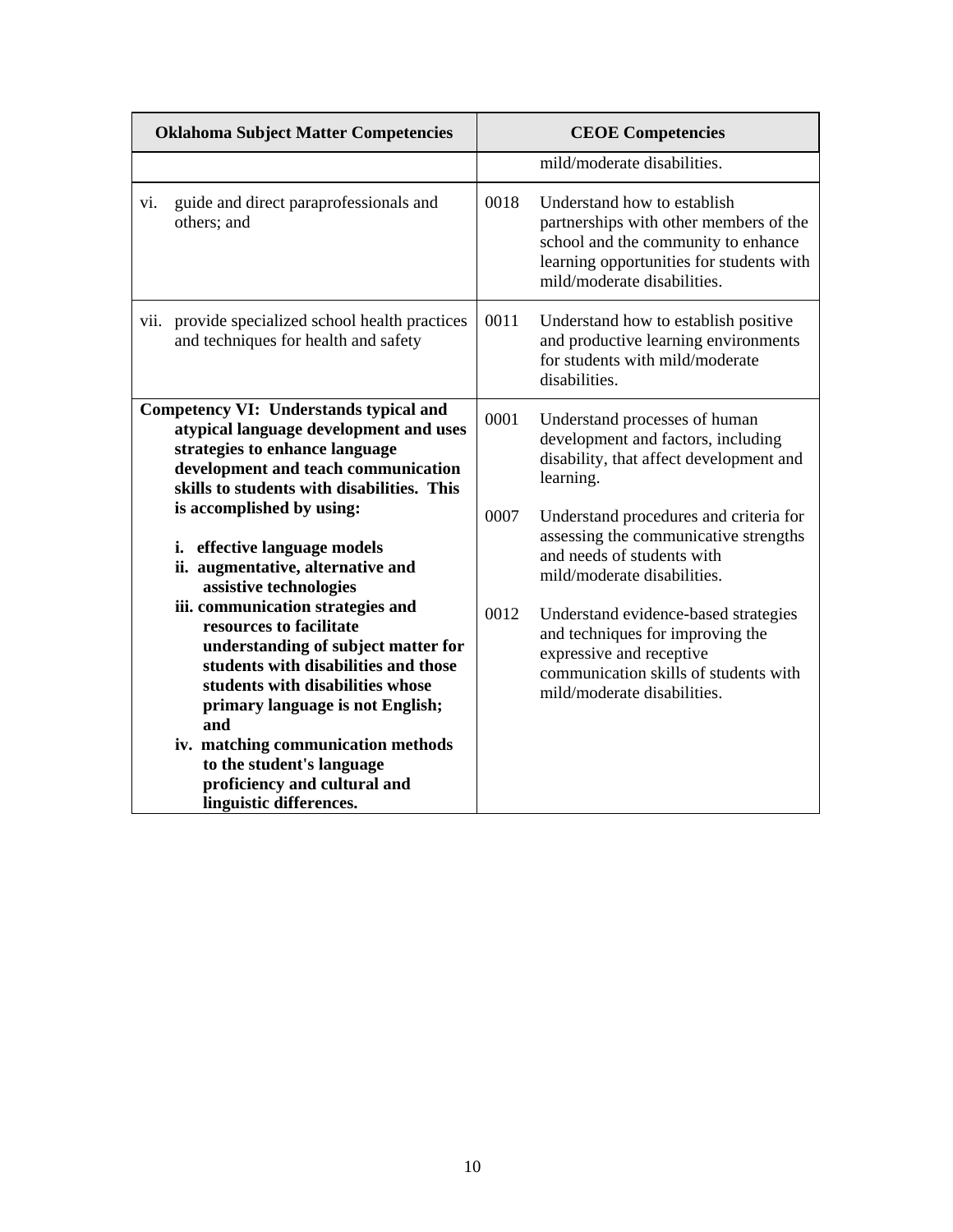| Oklahoma Subject Matter Competencies | CEOE Competencies |
|---|---|
| | mild/moderate disabilities. |
| vi. guide and direct paraprofessionals and others; and | 0018 Understand how to establish partnerships with other members of the school and the community to enhance learning opportunities for students with mild/moderate disabilities. |
| vii. provide specialized school health practices and techniques for health and safety | 0011 Understand how to establish positive and productive learning environments for students with mild/moderate disabilities. |
| **Competency VI: Understands typical and atypical language development and uses strategies to enhance language development and teach communication skills to students with disabilities. This is accomplished by using:** <br><br> **i. effective language models** <br> **ii. augmentative, alternative and assistive technologies** <br> **iii. communication strategies and resources to facilitate understanding of subject matter for students with disabilities and those students with disabilities whose primary language is not English; and** <br> **iv. matching communication methods to the student's language proficiency and cultural and linguistic differences.** | 0001 Understand processes of human development and factors, including disability, that affect development and learning. <br><br> 0007 Understand procedures and criteria for assessing the communicative strengths and needs of students with mild/moderate disabilities. <br><br> 0012 Understand evidence-based strategies and techniques for improving the expressive and receptive communication skills of students with mild/moderate disabilities. |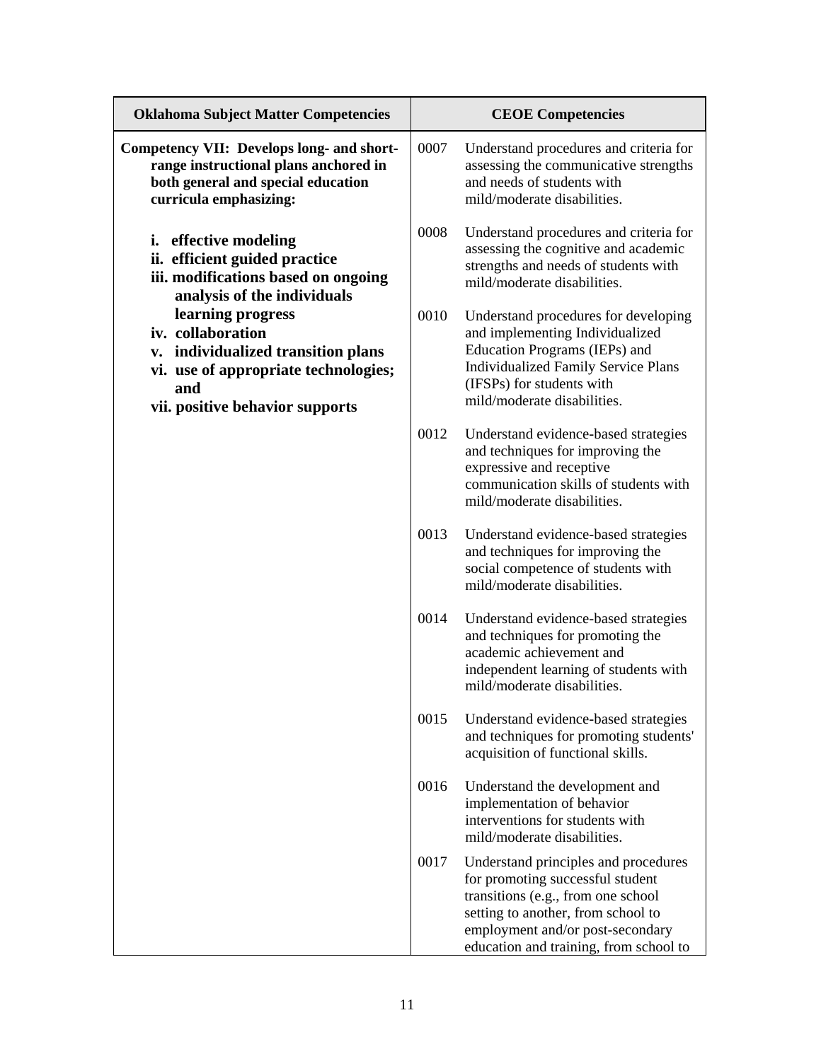| Oklahoma Subject Matter Competencies | CEOE Competencies |
|---|---|
| **Competency VII: Develops long- and short-range instructional plans anchored in both general and special education curricula emphasizing:**<br><br>**i. effective modeling**<br>**ii. efficient guided practice**<br>**iii. modifications based on ongoing analysis of the individuals learning progress**<br>**iv. collaboration**<br>**v. individualized transition plans**<br>**vi. use of appropriate technologies; and**<br>**vii. positive behavior supports** | 0007 Understand procedures and criteria for assessing the communicative strengths and needs of students with mild/moderate disabilities.<br><br>0008 Understand procedures and criteria for assessing the cognitive and academic strengths and needs of students with mild/moderate disabilities.<br><br>0010 Understand procedures for developing and implementing Individualized Education Programs (IEPs) and Individualized Family Service Plans (IFSPs) for students with mild/moderate disabilities.<br><br>0012 Understand evidence-based strategies and techniques for improving the expressive and receptive communication skills of students with mild/moderate disabilities.<br><br>0013 Understand evidence-based strategies and techniques for improving the social competence of students with mild/moderate disabilities.<br><br>0014 Understand evidence-based strategies and techniques for promoting the academic achievement and independent learning of students with mild/moderate disabilities.<br><br>0015 Understand evidence-based strategies and techniques for promoting students' acquisition of functional skills.<br><br>0016 Understand the development and implementation of behavior interventions for students with mild/moderate disabilities.<br><br>0017 Understand principles and procedures for promoting successful student transitions (e.g., from one school setting to another, from school to employment and/or post-secondary education and training, from school to |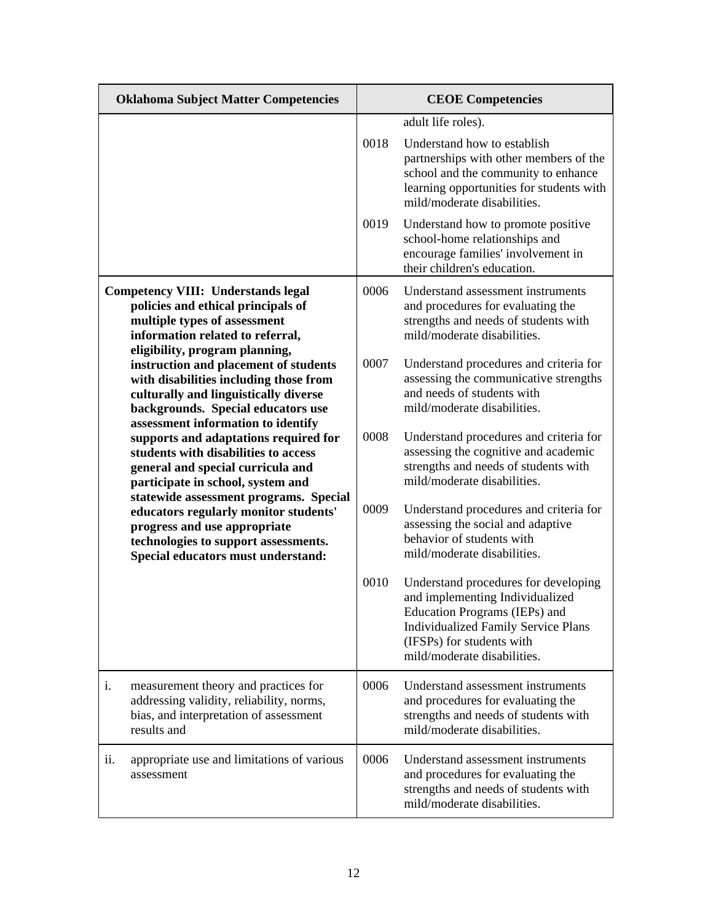| Oklahoma Subject Matter Competencies | CEOE Competencies |
|---|---|
| | adult life roles). |
| | 0018 Understand how to establish partnerships with other members of the school and the community to enhance learning opportunities for students with mild/moderate disabilities. |
| | 0019 Understand how to promote positive school-home relationships and encourage families' involvement in their children's education. |
| **Competency VIII: Understands legal policies and ethical principals of multiple types of assessment information related to referral, eligibility, program planning, instruction and placement of students with disabilities including those from culturally and linguistically diverse backgrounds. Special educators use assessment information to identify supports and adaptations required for students with disabilities to access general and special curricula and participate in school, system and statewide assessment programs. Special educators regularly monitor students' progress and use appropriate technologies to support assessments. Special educators must understand:** | 0006 Understand assessment instruments and procedures for evaluating the strengths and needs of students with mild/moderate disabilities.<br><br>0007 Understand procedures and criteria for assessing the communicative strengths and needs of students with mild/moderate disabilities.<br><br>0008 Understand procedures and criteria for assessing the cognitive and academic strengths and needs of students with mild/moderate disabilities.<br><br>0009 Understand procedures and criteria for assessing the social and adaptive behavior of students with mild/moderate disabilities.<br><br>0010 Understand procedures for developing and implementing Individualized Education Programs (IEPs) and Individualized Family Service Plans (IFSPs) for students with mild/moderate disabilities. |
| i. measurement theory and practices for addressing validity, reliability, norms, bias, and interpretation of assessment results and | 0006 Understand assessment instruments and procedures for evaluating the strengths and needs of students with mild/moderate disabilities. |
| ii. appropriate use and limitations of various assessment | 0006 Understand assessment instruments and procedures for evaluating the strengths and needs of students with mild/moderate disabilities. |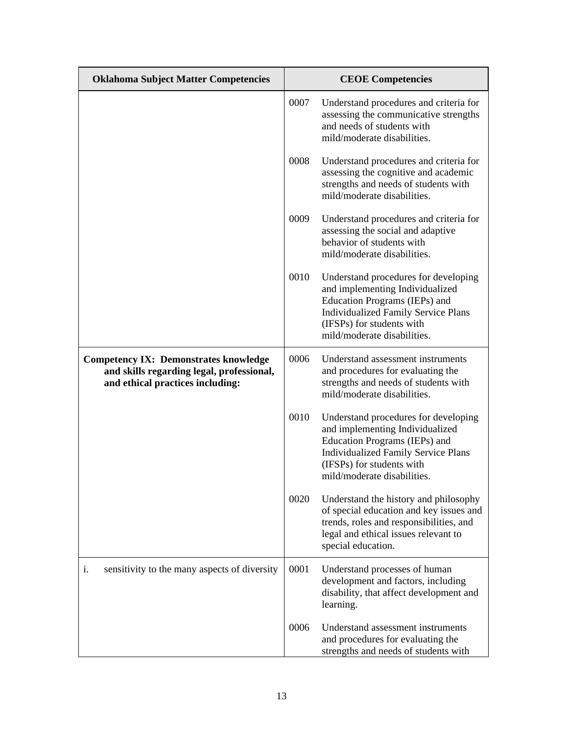| Oklahoma Subject Matter Competencies | CEOE Competencies |
|---|---|
| | 0007 Understand procedures and criteria for assessing the communicative strengths and needs of students with mild/moderate disabilities. |
| | 0008 Understand procedures and criteria for assessing the cognitive and academic strengths and needs of students with mild/moderate disabilities. |
| | 0009 Understand procedures and criteria for assessing the social and adaptive behavior of students with mild/moderate disabilities. |
| | 0010 Understand procedures for developing and implementing Individualized Education Programs (IEPs) and Individualized Family Service Plans (IFSPs) for students with mild/moderate disabilities. |
| **Competency IX: Demonstrates knowledge and skills regarding legal, professional, and ethical practices including:** | 0006 Understand assessment instruments and procedures for evaluating the strengths and needs of students with mild/moderate disabilities. |
| | 0010 Understand procedures for developing and implementing Individualized Education Programs (IEPs) and Individualized Family Service Plans (IFSPs) for students with mild/moderate disabilities. |
| | 0020 Understand the history and philosophy of special education and key issues and trends, roles and responsibilities, and legal and ethical issues relevant to special education. |
| i. sensitivity to the many aspects of diversity | 0001 Understand processes of human development and factors, including disability, that affect development and learning. |
| | 0006 Understand assessment instruments and procedures for evaluating the strengths and needs of students with |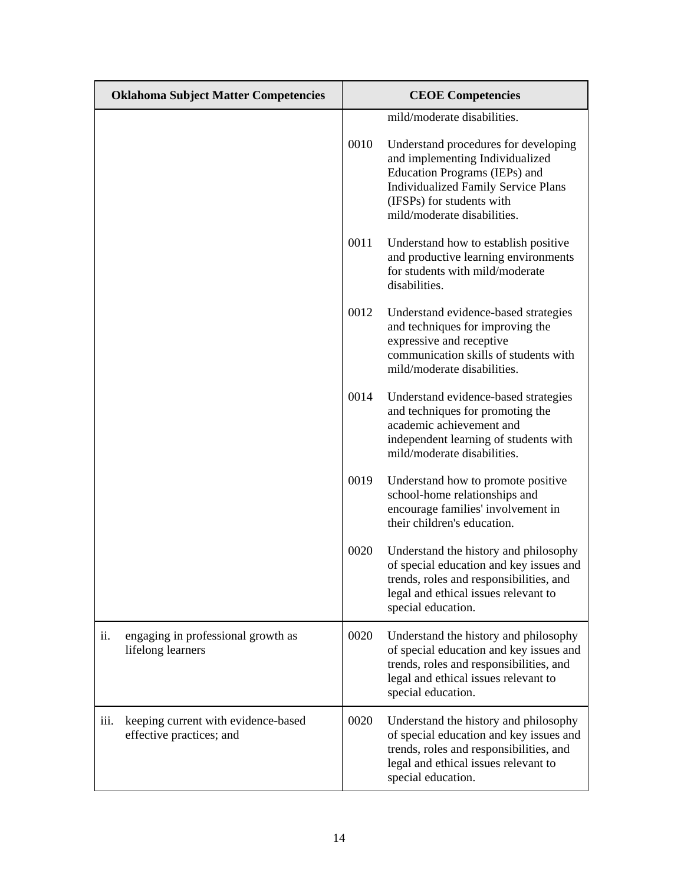| Oklahoma Subject Matter Competencies | CEOE Competencies |
| --- | --- |
| | mild/moderate disabilities.<br><br>0010 Understand procedures for developing and implementing Individualized Education Programs (IEPs) and Individualized Family Service Plans (IFSPs) for students with mild/moderate disabilities.<br><br>0011 Understand how to establish positive and productive learning environments for students with mild/moderate disabilities.<br><br>0012 Understand evidence-based strategies and techniques for improving the expressive and receptive communication skills of students with mild/moderate disabilities.<br><br>0014 Understand evidence-based strategies and techniques for promoting the academic achievement and independent learning of students with mild/moderate disabilities.<br><br>0019 Understand how to promote positive school-home relationships and encourage families' involvement in their children's education.<br><br>0020 Understand the history and philosophy of special education and key issues and trends, roles and responsibilities, and legal and ethical issues relevant to special education. |
| ii. engaging in professional growth as lifelong learners | 0020 Understand the history and philosophy of special education and key issues and trends, roles and responsibilities, and legal and ethical issues relevant to special education. |
| iii. keeping current with evidence-based effective practices; and | 0020 Understand the history and philosophy of special education and key issues and trends, roles and responsibilities, and legal and ethical issues relevant to special education. |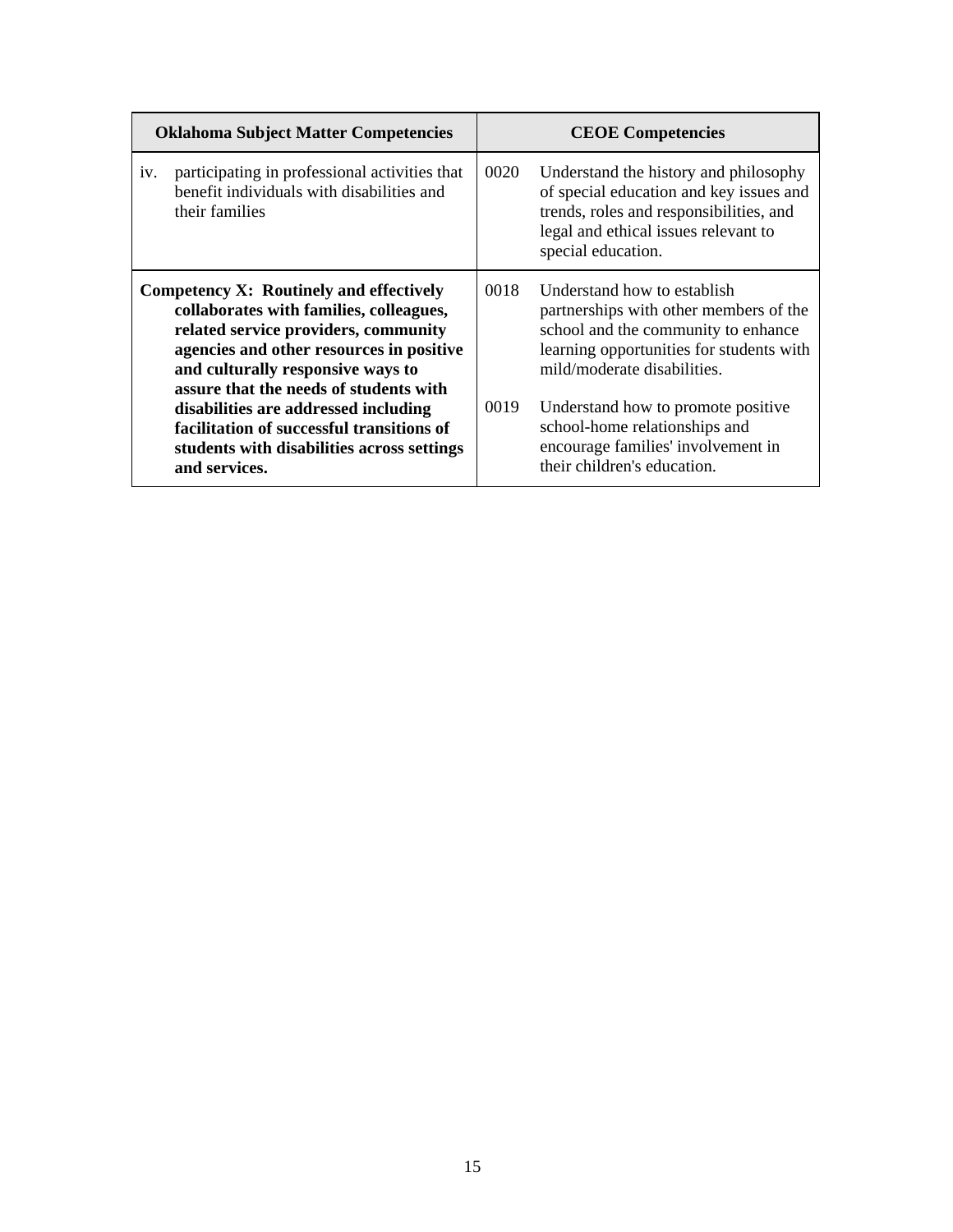| Oklahoma Subject Matter Competencies | CEOE Competencies |
|---|---|
| iv. participating in professional activities that benefit individuals with disabilities and their families | 0020 Understand the history and philosophy of special education and key issues and trends, roles and responsibilities, and legal and ethical issues relevant to special education. |
| **Competency X: Routinely and effectively collaborates with families, colleagues, related service providers, community agencies and other resources in positive and culturally responsive ways to assure that the needs of students with disabilities are addressed including facilitation of successful transitions of students with disabilities across settings and services.** | 0018 Understand how to establish partnerships with other members of the school and the community to enhance learning opportunities for students with mild/moderate disabilities.<br><br>0019 Understand how to promote positive school-home relationships and encourage families' involvement in their children's education. |